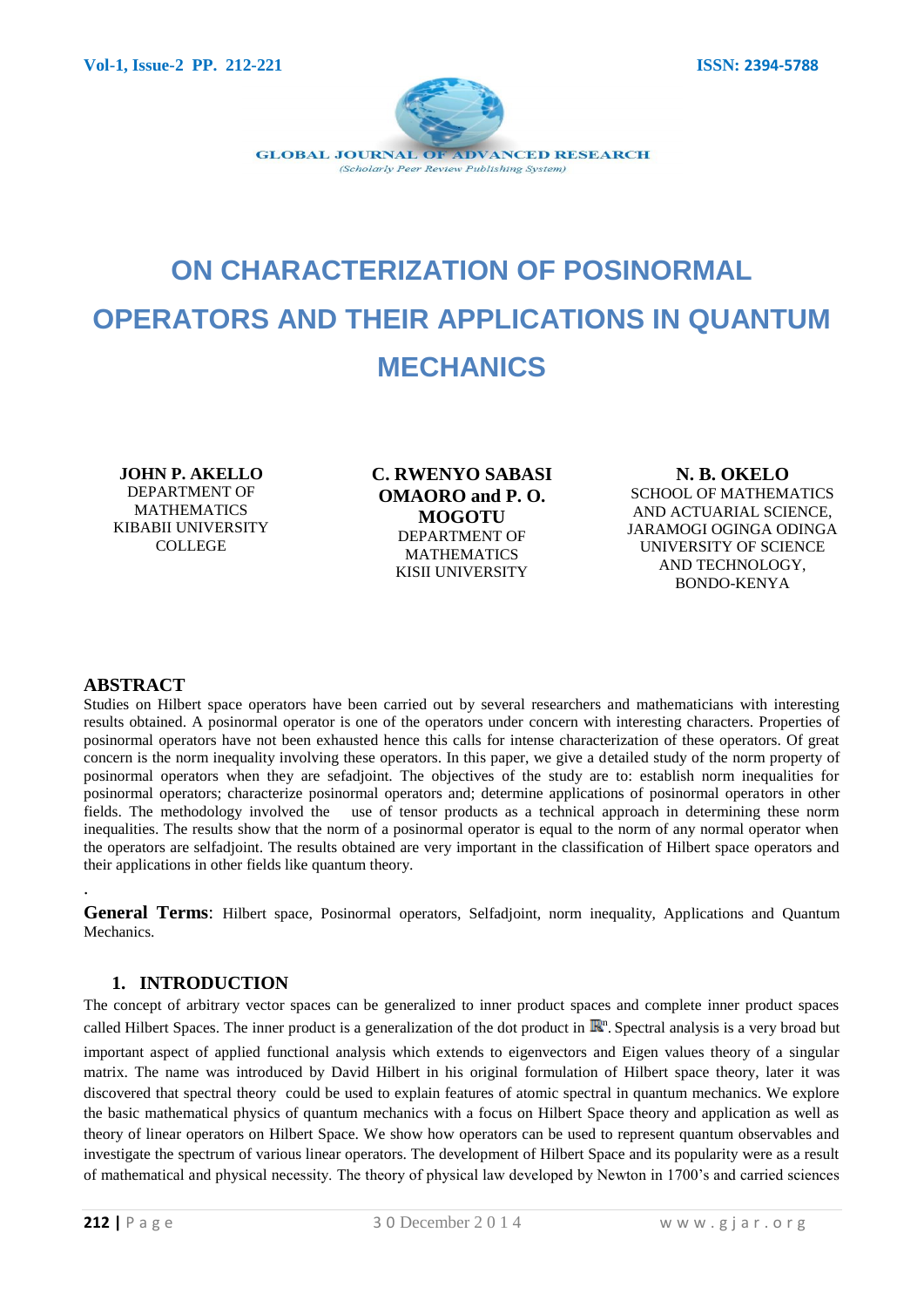# ON CHARACTERIZATION OF POSINORMAL OPERATORS AND THEIR APPLICATIONS IN QUANTUM MECHANICS

**JOHN P. AKELLO**
DEPARTMENT OF MATHEMATICS
KIBABII UNIVERSITY COLLEGE

**C. RWENYO SABASI OMAORO and P. O. MOGOTU**
DEPARTMENT OF MATHEMATICS
KISII UNIVERSITY

**N. B. OKELO**
SCHOOL OF MATHEMATICS AND ACTUARIAL SCIENCE,
JARAMOGI OGINGA ODINGA UNIVERSITY OF SCIENCE AND TECHNOLOGY,
BONDO-KENYA

## ABSTRACT

Studies on Hilbert space operators have been carried out by several researchers and mathematicians with interesting results obtained. A posinormal operator is one of the operators under concern with interesting characters. Properties of posinormal operators have not been exhausted hence this calls for intense characterization of these operators. Of great concern is the norm inequality involving these operators. In this paper, we give a detailed study of the norm property of posinormal operators when they are sefadjoint. The objectives of the study are to: establish norm inequalities for posinormal operators; characterize posinormal operators and; determine applications of posinormal operators in other fields. The methodology involved the use of tensor products as a technical approach in determining these norm inequalities. The results show that the norm of a posinormal operator is equal to the norm of any normal operator when the operators are selfadjoint. The results obtained are very important in the classification of Hilbert space operators and their applications in other fields like quantum theory.

.

**General Terms**: Hilbert space, Posinormal operators, Selfadjoint, norm inequality, Applications and Quantum Mechanics.

## 1. INTRODUCTION

The concept of arbitrary vector spaces can be generalized to inner product spaces and complete inner product spaces called Hilbert Spaces. The inner product is a generalization of the dot product in $\mathbb{R}^n$. Spectral analysis is a very broad but important aspect of applied functional analysis which extends to eigenvectors and Eigen values theory of a singular matrix. The name was introduced by David Hilbert in his original formulation of Hilbert space theory, later it was discovered that spectral theory could be used to explain features of atomic spectral in quantum mechanics. We explore the basic mathematical physics of quantum mechanics with a focus on Hilbert Space theory and application as well as theory of linear operators on Hilbert Space. We show how operators can be used to represent quantum observables and investigate the spectrum of various linear operators. The development of Hilbert Space and its popularity were as a result of mathematical and physical necessity. The theory of physical law developed by Newton in 1700's and carried sciences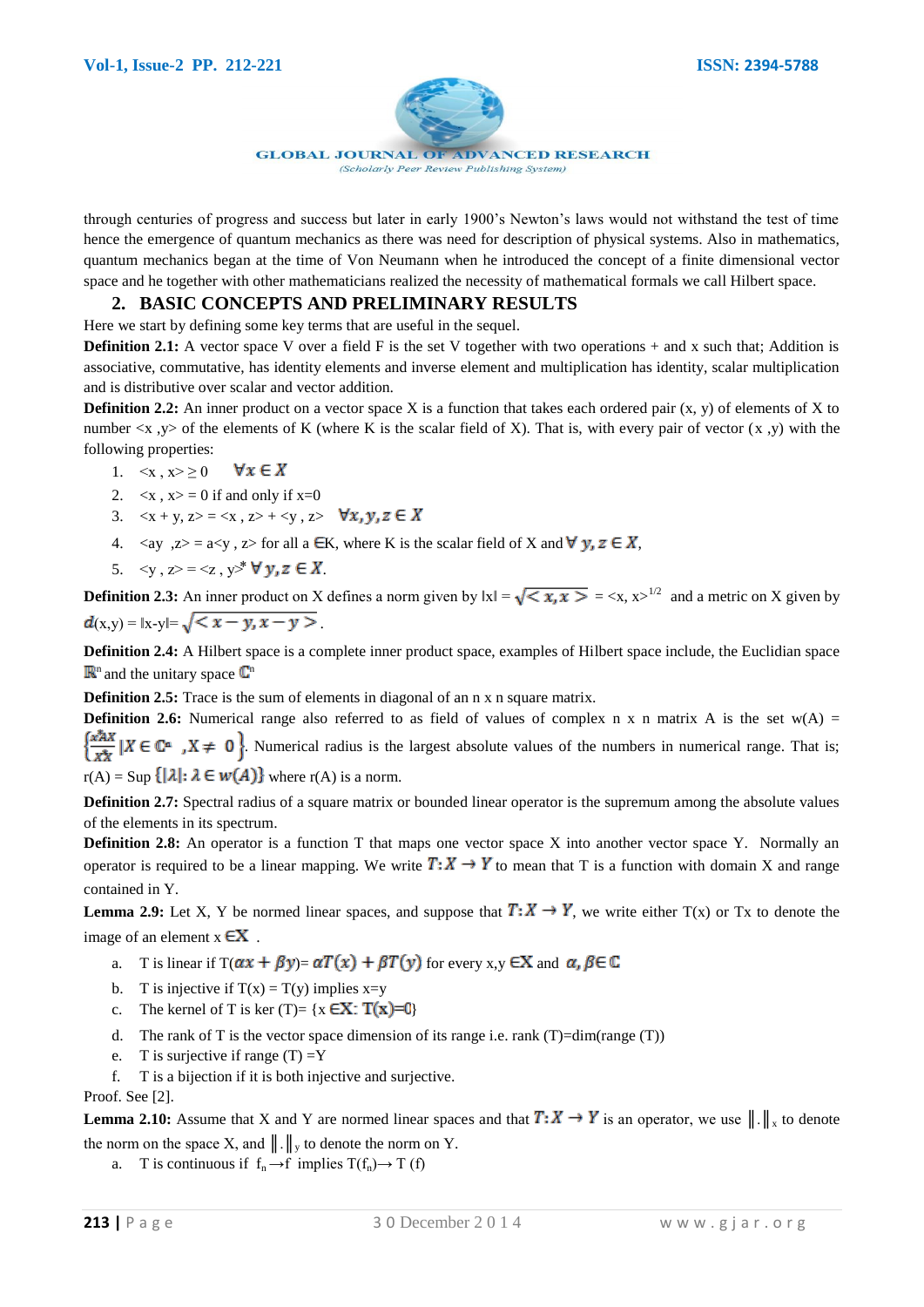through centuries of progress and success but later in early 1900's Newton's laws would not withstand the test of time hence the emergence of quantum mechanics as there was need for description of physical systems. Also in mathematics, quantum mechanics began at the time of Von Neumann when he introduced the concept of a finite dimensional vector space and he together with other mathematicians realized the necessity of mathematical formals we call Hilbert space.

## 2. BASIC CONCEPTS AND PRELIMINARY RESULTS

Here we start by defining some key terms that are useful in the sequel.

**Definition 2.1:** A vector space V over a field F is the set V together with two operations + and x such that; Addition is associative, commutative, has identity elements and inverse element and multiplication has identity, scalar multiplication and is distributive over scalar and vector addition.

**Definition 2.2:** An inner product on a vector space X is a function that takes each ordered pair (x, y) of elements of X to number <x ,y> of the elements of K (where K is the scalar field of X). That is, with every pair of vector (x ,y) with the following properties:

1. $<x , x> \geq 0 \quad \forall x \in X$
2. <x , x> = 0 if and only if x=0
3. $<x + y, z> = <x , z> + <y , z> \quad \forall x, y, z \in X$
4. <ay ,z> = a<y , z> for all a $\in$K, where K is the scalar field of X and $\forall\, y, z \in X$,
5. $<y , z> = <z , y>^* \; \forall\, y, z \in X$.

**Definition 2.3:** An inner product on X defines a norm given by $\|x\| = \sqrt{<x,x>} = <x, x>^{1/2}$ and a metric on X given by $d(x,y) = \|x-y\| = \sqrt{<x-y, x-y>}$.

**Definition 2.4:** A Hilbert space is a complete inner product space, examples of Hilbert space include, the Euclidian space $\mathbb{R}^n$ and the unitary space $\mathbb{C}^n$

**Definition 2.5:** Trace is the sum of elements in diagonal of an n x n square matrix.

**Definition 2.6:** Numerical range also referred to as field of values of complex n x n matrix A is the set w(A) = $\left\{\frac{x^*Ax}{x^*x} | X \in \mathbb{C}^n \;, X \neq 0\right\}$. Numerical radius is the largest absolute values of the numbers in numerical range. That is; r(A) = Sup $\{|\lambda| : \lambda \in w(A)\}$ where r(A) is a norm.

**Definition 2.7:** Spectral radius of a square matrix or bounded linear operator is the supremum among the absolute values of the elements in its spectrum.

**Definition 2.8:** An operator is a function T that maps one vector space X into another vector space Y. Normally an operator is required to be a linear mapping. We write $T: X \rightarrow Y$ to mean that T is a function with domain X and range contained in Y.

**Lemma 2.9:** Let X, Y be normed linear spaces, and suppose that $T: X \rightarrow Y$, we write either T(x) or Tx to denote the image of an element x $\in$X .

a. T is linear if $T(\alpha x + \beta y) = \alpha T(x) + \beta T(y)$ for every x,y $\in$X and $\alpha, \beta \in \mathbb{C}$
b. T is injective if T(x) = T(y) implies x=y
c. The kernel of T is ker (T)= {x $\in$X: T(x)=0}
d. The rank of T is the vector space dimension of its range i.e. rank (T)=dim(range (T))
e. T is surjective if range (T) =Y
f. T is a bijection if it is both injective and surjective.

Proof. See [2].

**Lemma 2.10:** Assume that X and Y are normed linear spaces and that $T: X \rightarrow Y$ is an operator, we use $\|.\|_x$ to denote the norm on the space X, and $\|.\|_y$ to denote the norm on Y.

a. T is continuous if $f_n \rightarrow f$ implies $T(f_n) \rightarrow T(f)$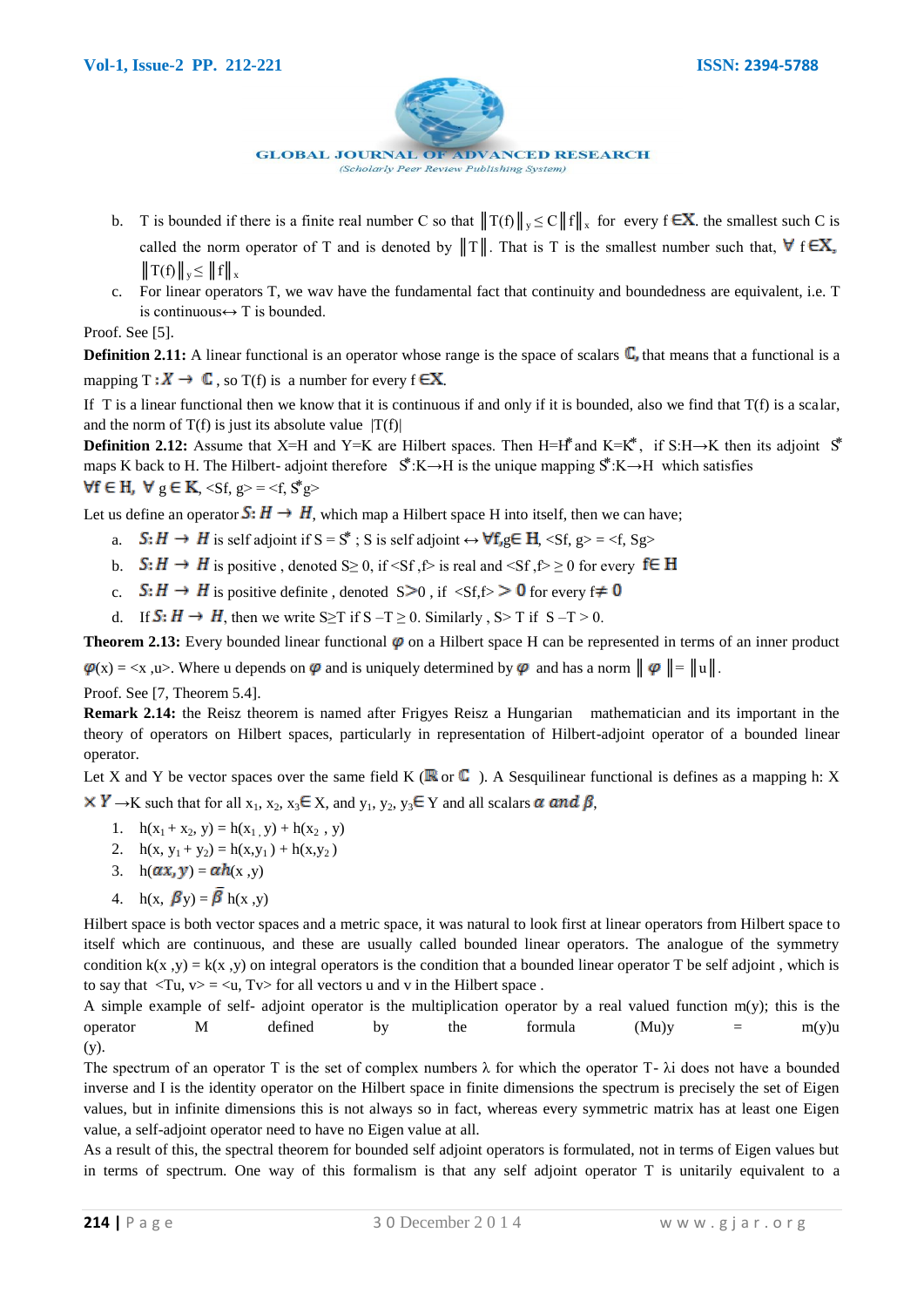b. T is bounded if there is a finite real number C so that $\|T(f)\|_y \le C\|f\|_x$ for every f $\in X$. the smallest such C is called the norm operator of T and is denoted by $\|T\|$. That is T is the smallest number such that, $\forall$ f $\in X$, $\|T(f)\|_y \le \|f\|_x$

c. For linear operators T, we wav have the fundamental fact that continuity and boundedness are equivalent, i.e. T is continuous↔ T is bounded.

Proof. See [5].

**Definition 2.11:** A linear functional is an operator whose range is the space of scalars $\mathbb{C}$, that means that a functional is a mapping $T: X \to \mathbb{C}$, so T(f) is a number for every f $\in X$.

If T is a linear functional then we know that it is continuous if and only if it is bounded, also we find that T(f) is a scalar, and the norm of T(f) is just its absolute value |T(f)|

**Definition 2.12:** Assume that X=H and Y=K are Hilbert spaces. Then $H=H^*$ and $K=K^*$, if S:H→K then its adjoint $S^*$ maps K back to H. The Hilbert- adjoint therefore $S^*$:K→H is the unique mapping $S^*$:K→H which satisfies

$\forall f \in H$, $\forall$ g $\in K$, <Sf, g> = <f, $S^*$g>

Let us define an operator $S: H \to H$, which map a Hilbert space H into itself, then we can have;

a. $S: H \to H$ is self adjoint if S = $S^*$ ; S is self adjoint ↔ $\forall f, g \in H$, <Sf, g> = <f, Sg>
b. $S: H \to H$ is positive , denoted S≥ 0, if <Sf ,f> is real and <Sf ,f> ≥ 0 for every f$\in$ H
c. $S: H \to H$ is positive definite , denoted S>0 , if <Sf,f> > 0 for every f$\neq$ 0
d. If $S: H \to H$, then we write S≥T if S –T ≥ 0. Similarly , S> T if S –T > 0.

**Theorem 2.13:** Every bounded linear functional $\varphi$ on a Hilbert space H can be represented in terms of an inner product $\varphi$(x) = <x ,u>. Where u depends on $\varphi$ and is uniquely determined by $\varphi$ and has a norm $\|\varphi\| = \|u\|$.

Proof. See [7, Theorem 5.4].

**Remark 2.14:** the Reisz theorem is named after Frigyes Reisz a Hungarian mathematician and its important in the theory of operators on Hilbert spaces, particularly in representation of Hilbert-adjoint operator of a bounded linear operator.

Let X and Y be vector spaces over the same field K ($\mathbb{R}$ or $\mathbb{C}$ ). A Sesquilinear functional is defines as a mapping h: X $\times Y$ →K such that for all $x_1$, $x_2$, $x_3 \in$ X, and $y_1$, $y_2$, $y_3 \in$ Y and all scalars $\alpha$ and $\beta$,

1. $h(x_1 + x_2, y) = h(x_1, y) + h(x_2, y)$
2. $h(x, y_1 + y_2) = h(x,y_1) + h(x,y_2)$
3. $h(\alpha x, y) = \alpha h(x, y)$
4. $h(x, \beta y) = \bar{\beta}\, h(x, y)$

Hilbert space is both vector spaces and a metric space, it was natural to look first at linear operators from Hilbert space to itself which are continuous, and these are usually called bounded linear operators. The analogue of the symmetry condition k(x ,y) = k(x ,y) on integral operators is the condition that a bounded linear operator T be self adjoint , which is to say that <Tu, v> = <u, Tv> for all vectors u and v in the Hilbert space .

A simple example of self- adjoint operator is the multiplication operator by a real valued function m(y); this is the operator M defined by the formula (Mu)y = m(y)u (y).

The spectrum of an operator T is the set of complex numbers λ for which the operator T- λi does not have a bounded inverse and I is the identity operator on the Hilbert space in finite dimensions the spectrum is precisely the set of Eigen values, but in infinite dimensions this is not always so in fact, whereas every symmetric matrix has at least one Eigen value, a self-adjoint operator need to have no Eigen value at all.

As a result of this, the spectral theorem for bounded self adjoint operators is formulated, not in terms of Eigen values but in terms of spectrum. One way of this formalism is that any self adjoint operator T is unitarily equivalent to a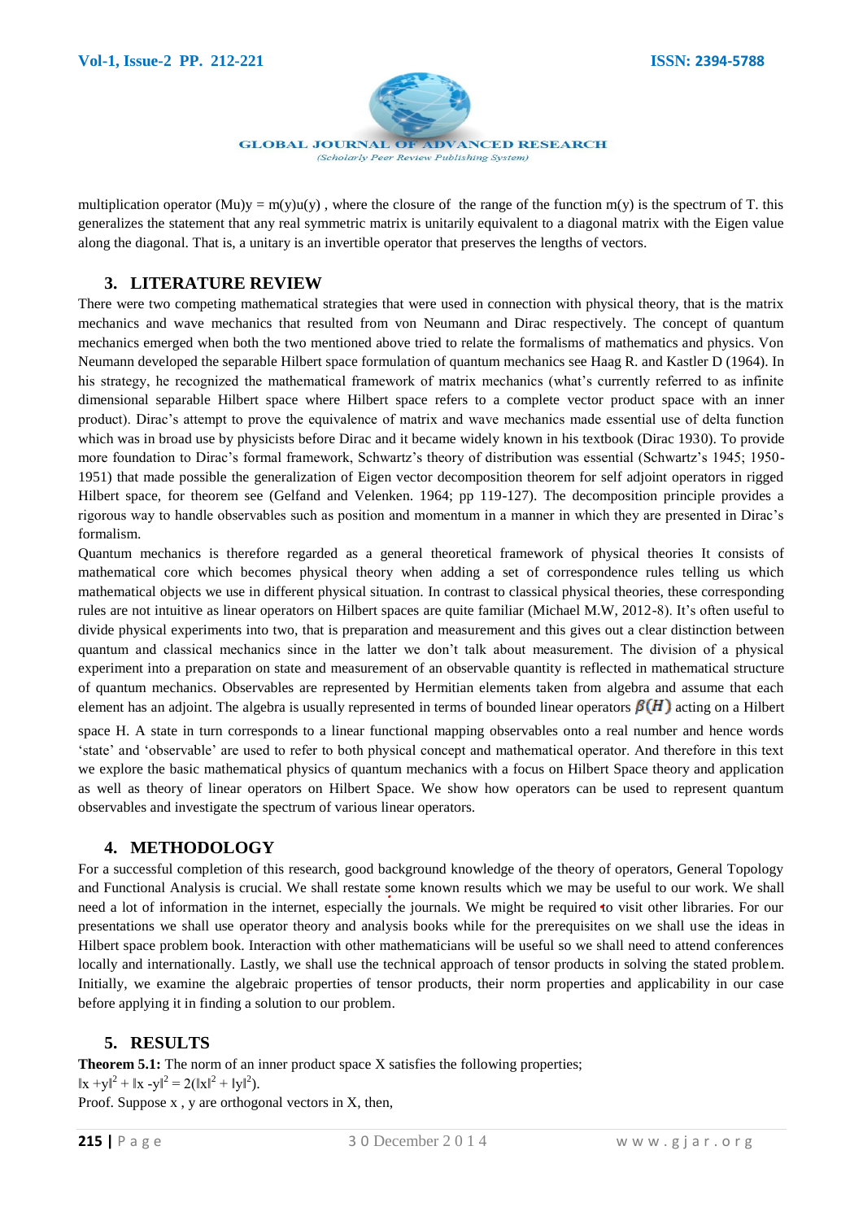multiplication operator $(Mu)y = m(y)u(y)$ , where the closure of the range of the function $m(y)$ is the spectrum of T. this generalizes the statement that any real symmetric matrix is unitarily equivalent to a diagonal matrix with the Eigen value along the diagonal. That is, a unitary is an invertible operator that preserves the lengths of vectors.

## 3. LITERATURE REVIEW

There were two competing mathematical strategies that were used in connection with physical theory, that is the matrix mechanics and wave mechanics that resulted from von Neumann and Dirac respectively. The concept of quantum mechanics emerged when both the two mentioned above tried to relate the formalisms of mathematics and physics. Von Neumann developed the separable Hilbert space formulation of quantum mechanics see Haag R. and Kastler D (1964). In his strategy, he recognized the mathematical framework of matrix mechanics (what's currently referred to as infinite dimensional separable Hilbert space where Hilbert space refers to a complete vector product space with an inner product). Dirac's attempt to prove the equivalence of matrix and wave mechanics made essential use of delta function which was in broad use by physicists before Dirac and it became widely known in his textbook (Dirac 1930). To provide more foundation to Dirac's formal framework, Schwartz's theory of distribution was essential (Schwartz's 1945; 1950-1951) that made possible the generalization of Eigen vector decomposition theorem for self adjoint operators in rigged Hilbert space, for theorem see (Gelfand and Velenken. 1964; pp 119-127). The decomposition principle provides a rigorous way to handle observables such as position and momentum in a manner in which they are presented in Dirac's formalism.

Quantum mechanics is therefore regarded as a general theoretical framework of physical theories It consists of mathematical core which becomes physical theory when adding a set of correspondence rules telling us which mathematical objects we use in different physical situation. In contrast to classical physical theories, these corresponding rules are not intuitive as linear operators on Hilbert spaces are quite familiar (Michael M.W, 2012-8). It's often useful to divide physical experiments into two, that is preparation and measurement and this gives out a clear distinction between quantum and classical mechanics since in the latter we don't talk about measurement. The division of a physical experiment into a preparation on state and measurement of an observable quantity is reflected in mathematical structure of quantum mechanics. Observables are represented by Hermitian elements taken from algebra and assume that each element has an adjoint. The algebra is usually represented in terms of bounded linear operators $\beta(H)$ acting on a Hilbert space H. A state in turn corresponds to a linear functional mapping observables onto a real number and hence words 'state' and 'observable' are used to refer to both physical concept and mathematical operator. And therefore in this text we explore the basic mathematical physics of quantum mechanics with a focus on Hilbert Space theory and application as well as theory of linear operators on Hilbert Space. We show how operators can be used to represent quantum observables and investigate the spectrum of various linear operators.

## 4. METHODOLOGY

For a successful completion of this research, good background knowledge of the theory of operators, General Topology and Functional Analysis is crucial. We shall restate some known results which we may be useful to our work. We shall need a lot of information in the internet, especially the journals. We might be required to visit other libraries. For our presentations we shall use operator theory and analysis books while for the prerequisites on we shall use the ideas in Hilbert space problem book. Interaction with other mathematicians will be useful so we shall need to attend conferences locally and internationally. Lastly, we shall use the technical approach of tensor products in solving the stated problem. Initially, we examine the algebraic properties of tensor products, their norm properties and applicability in our case before applying it in finding a solution to our problem.

## 5. RESULTS

**Theorem 5.1:** The norm of an inner product space X satisfies the following properties;

$\|x+y\|^2 + \|x-y\|^2 = 2(\|x\|^2 + \|y\|^2)$.

Proof. Suppose x , y are orthogonal vectors in X, then,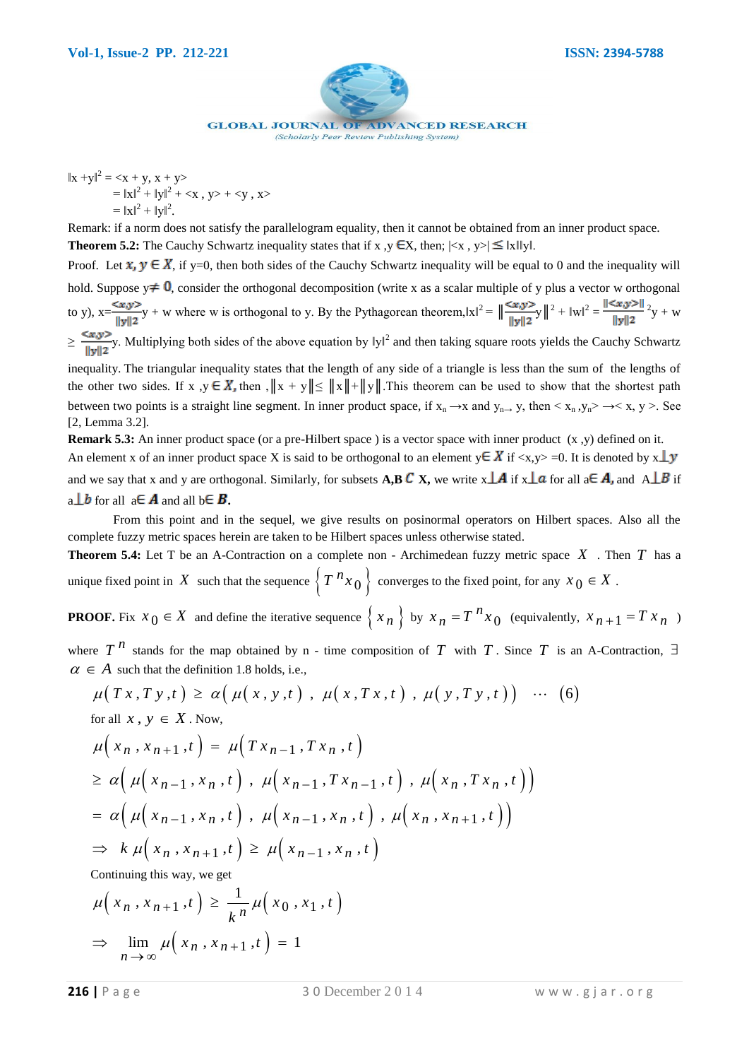$\|x + y\|^2 = <x + y, x + y>$

$= \|x\|^2 + \|y\|^2 + <x , y> + <y , x>$

$= \|x\|^2 + \|y\|^2.$

Remark: if a norm does not satisfy the parallelogram equality, then it cannot be obtained from an inner product space.

**Theorem 5.2:** The Cauchy Schwartz inequality states that if $x, y \in X$, then; $|<x , y>| \leq \|x\|\|y\|$.

Proof. Let $x, y \in X$, if y=0, then both sides of the Cauchy Schwartz inequality will be equal to 0 and the inequality will hold. Suppose $y \neq 0$, consider the orthogonal decomposition (write x as a scalar multiple of y plus a vector w orthogonal to y), $x = \frac{<x,y>}{\|y\|^2} y + w$ where w is orthogonal to y. By the Pythagorean theorem, $\|x\|^2 = \left\|\frac{<x,y>}{\|y\|^2} y\right\|^2 + \|w\|^2 = \frac{\|<x,y>\|}{\|y\|^2}{}^2 y + w \geq \frac{<x,y>}{\|y\|^2} y$. Multiplying both sides of the above equation by $\|y\|^2$ and then taking square roots yields the Cauchy Schwartz inequality. The triangular inequality states that the length of any side of a triangle is less than the sum of the lengths of the other two sides. If $x, y \in X$, then $\|x + y\| \leq \|x\| + \|y\|$. This theorem can be used to show that the shortest path between two points is a straight line segment. In inner product space, if $x_n \to x$ and $y_{n\to} y$, then $< x_n , y_n > \to < x, y >$. See [2, Lemma 3.2].

**Remark 5.3:** An inner product space (or a pre-Hilbert space ) is a vector space with inner product $(x ,y)$ defined on it. An element x of an inner product space X is said to be orthogonal to an element $y \in X$ if $<x,y> =0$. It is denoted by $x \perp y$ and we say that x and y are orthogonal. Similarly, for subsets **A,B** $\subset$ **X,** we write $x \perp A$ if $x \perp a$ for all $a \in A$, and $A \perp B$ if $a \perp b$ for all $a \in A$ and all $b \in B$.

From this point and in the sequel, we give results on posinormal operators on Hilbert spaces. Also all the complete fuzzy metric spaces herein are taken to be Hilbert spaces unless otherwise stated.

**Theorem 5.4:** Let T be an A-Contraction on a complete non - Archimedean fuzzy metric space $X$ . Then $T$ has a unique fixed point in $X$ such that the sequence $\left\{ T^n x_0 \right\}$ converges to the fixed point, for any $x_0 \in X$ .

**PROOF.** Fix $x_0 \in X$ and define the iterative sequence $\left\{ x_n \right\}$ by $x_n = T^n x_0$ (equivalently, $x_{n+1} = T x_n$ ) where $T^n$ stands for the map obtained by n - time composition of $T$ with $T$. Since $T$ is an A-Contraction, $\exists$ $\alpha \in A$ such that the definition 1.8 holds, i.e.,

$$\mu(Tx, Ty, t) \geq \alpha\big(\mu(x, y, t),\ \mu(x, Tx, t),\ \mu(y, Ty, t)\big) \quad \cdots \quad (6)$$

for all $x, y \in X$. Now,

$$\mu(x_n, x_{n+1}, t) = \mu(Tx_{n-1}, Tx_n, t)$$

$$\geq \alpha\big(\mu(x_{n-1}, x_n, t),\ \mu(x_{n-1}, Tx_{n-1}, t),\ \mu(x_n, Tx_n, t)\big)$$

$$= \alpha\big(\mu(x_{n-1}, x_n, t),\ \mu(x_{n-1}, x_n, t),\ \mu(x_n, x_{n+1}, t)\big)$$

$$\Rightarrow\ k\,\mu(x_n, x_{n+1}, t) \geq \mu(x_{n-1}, x_n, t)$$

Continuing this way, we get

$$\mu(x_n, x_{n+1}, t) \geq \frac{1}{k^n}\mu(x_0, x_1, t)$$

$$\Rightarrow\ \lim_{n\to\infty} \mu(x_n, x_{n+1}, t) = 1$$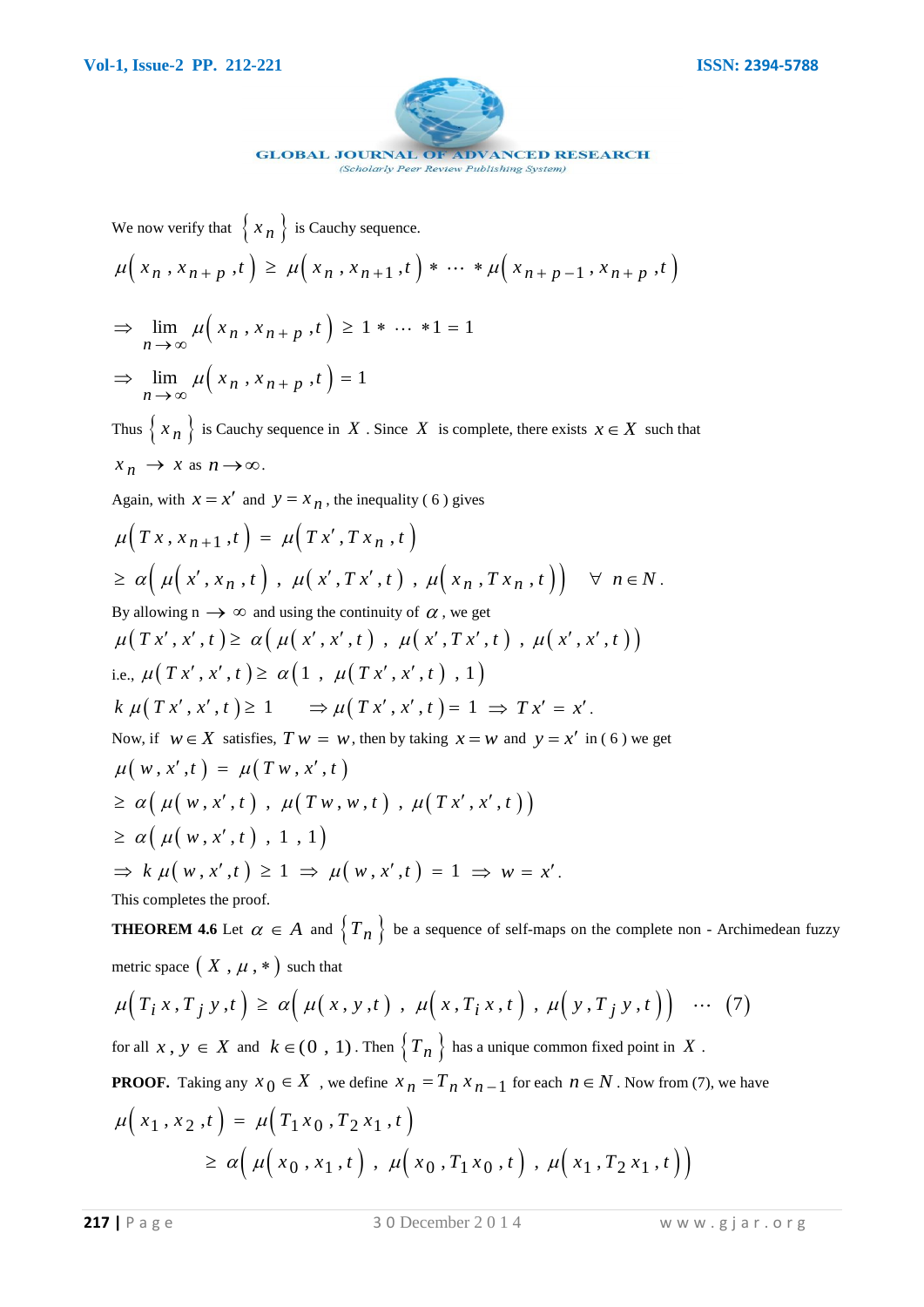We now verify that $\left\{ x_n \right\}$ is Cauchy sequence.

$$\mu\left( x_n , x_{n+p} ,t \right) \geq \mu\left( x_n , x_{n+1} ,t \right) * \cdots * \mu\left( x_{n+p-1} , x_{n+p} ,t \right)$$

$$\Rightarrow \lim_{n \to \infty} \mu\left( x_n , x_{n+p} ,t \right) \geq 1 * \cdots *1 = 1$$

$$\Rightarrow \lim_{n \to \infty} \mu\left( x_n , x_{n+p} ,t \right) = 1$$

Thus $\left\{ x_n \right\}$ is Cauchy sequence in $X$ . Since $X$ is complete, there exists $x \in X$ such that $x_n \to x$ as $n \to \infty$.

Again, with $x = x'$ and $y = x_n$, the inequality ( 6 ) gives

$$\mu\left( T x , x_{n+1} ,t \right) = \mu\left( T x' , T x_n ,t \right)$$

$$\geq \alpha\left( \mu\left( x' , x_n ,t \right) , \mu\left( x' , T x' ,t \right) , \mu\left( x_n , T x_n ,t \right) \right) \quad \forall \; n \in N .$$

By allowing n $\to \infty$ and using the continuity of $\alpha$ , we get

$$\mu( T x' , x' , t ) \geq \alpha\left( \mu( x' , x' , t ) , \mu( x' , T x' , t ) , \mu( x' , x' , t ) \right)$$

i.e., $\mu( T x' , x' , t ) \geq \alpha\left( 1 , \mu( T x' , x' , t ) , 1 \right)$

$$k \, \mu( T x' , x' , t ) \geq 1 \qquad \Rightarrow \mu( T x' , x' , t ) = 1 \Rightarrow T x' = x' .$$

Now, if $w \in X$ satisfies, $T w = w$, then by taking $x = w$ and $y = x'$ in ( 6 ) we get

$$\mu\left( w , x' ,t \right) = \mu\left( T w , x' , t \right)$$

$$\geq \alpha\left( \mu\left( w , x' , t \right) , \mu\left( T w , w , t \right) , \mu\left( T x' , x' , t \right) \right)$$

$$\geq \alpha\left( \mu\left( w , x' , t \right) , 1 , 1 \right)$$

$$\Rightarrow k \, \mu\left( w , x' ,t \right) \geq 1 \Rightarrow \mu\left( w , x' ,t \right) = 1 \Rightarrow w = x' .$$

This completes the proof.

**THEOREM 4.6** Let $\alpha \in A$ and $\left\{ T_n \right\}$ be a sequence of self-maps on the complete non - Archimedean fuzzy metric space $( X , \mu , * )$ such that

$$\mu\left( T_i x , T_j y ,t \right) \geq \alpha\left( \mu\left( x , y ,t \right) , \mu\left( x , T_i x ,t \right) , \mu\left( y , T_j y ,t \right) \right) \quad \cdots \quad (7)$$

for all $x , y \in X$ and $k \in (0 , 1)$ . Then $\left\{ T_n \right\}$ has a unique common fixed point in $X$ .

**PROOF.** Taking any $x_0 \in X$ , we define $x_n = T_n x_{n-1}$ for each $n \in N$ . Now from (7), we have

$$\mu\left( x_1 , x_2 ,t \right) = \mu\left( T_1 x_0 , T_2 x_1 ,t \right)$$

$$\geq \alpha\left( \mu\left( x_0 , x_1 ,t \right) , \mu\left( x_0 , T_1 x_0 ,t \right) , \mu\left( x_1 , T_2 x_1 ,t \right) \right)$$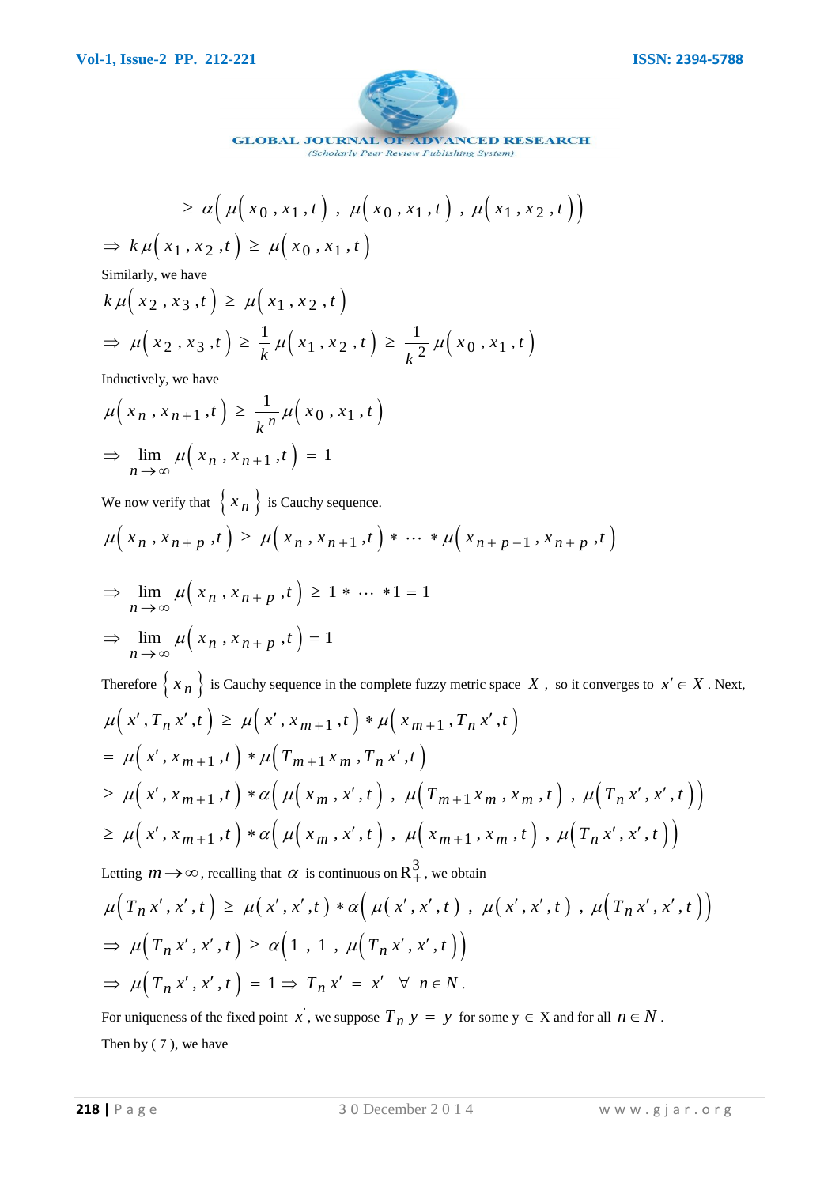$$\geq \alpha\left(\mu\left(x_0, x_1, t\right),\ \mu\left(x_0, x_1, t\right),\ \mu\left(x_1, x_2, t\right)\right)$$

$$\Rightarrow k\,\mu\left(x_1, x_2, t\right) \geq \mu\left(x_0, x_1, t\right)$$

Similarly, we have

$$k\,\mu\left(x_2, x_3, t\right) \geq \mu\left(x_1, x_2, t\right)$$

$$\Rightarrow \mu\left(x_2, x_3, t\right) \geq \frac{1}{k}\mu\left(x_1, x_2, t\right) \geq \frac{1}{k^2}\mu\left(x_0, x_1, t\right)$$

Inductively, we have

$$\mu\left(x_n, x_{n+1}, t\right) \geq \frac{1}{k^n}\mu\left(x_0, x_1, t\right)$$

$$\Rightarrow \lim_{n\to\infty} \mu\left(x_n, x_{n+1}, t\right) = 1$$

We now verify that $\left\{x_n\right\}$ is Cauchy sequence.

$$\mu\left(x_n, x_{n+p}, t\right) \geq \mu\left(x_n, x_{n+1}, t\right) * \cdots * \mu\left(x_{n+p-1}, x_{n+p}, t\right)$$

$$\Rightarrow \lim_{n\to\infty} \mu\left(x_n, x_{n+p}, t\right) \geq 1 * \cdots * 1 = 1$$

$$\Rightarrow \lim_{n\to\infty} \mu\left(x_n, x_{n+p}, t\right) = 1$$

Therefore $\left\{x_n\right\}$ is Cauchy sequence in the complete fuzzy metric space $X$, so it converges to $x' \in X$. Next,

$$\mu\left(x', T_n x', t\right) \geq \mu\left(x', x_{m+1}, t\right) * \mu\left(x_{m+1}, T_n x', t\right)$$

$$= \mu\left(x', x_{m+1}, t\right) * \mu\left(T_{m+1} x_m, T_n x', t\right)$$

$$\geq \mu\left(x', x_{m+1}, t\right) * \alpha\left(\mu\left(x_m, x', t\right),\ \mu\left(T_{m+1} x_m, x_m, t\right),\ \mu\left(T_n x', x', t\right)\right)$$

$$\geq \mu\left(x', x_{m+1}, t\right) * \alpha\left(\mu\left(x_m, x', t\right),\ \mu\left(x_{m+1}, x_m, t\right),\ \mu\left(T_n x', x', t\right)\right)$$

Letting $m \to \infty$, recalling that $\alpha$ is continuous on $\mathrm{R}_+^3$, we obtain

$$\mu\left(T_n x', x', t\right) \geq \mu\left(x', x', t\right) * \alpha\left(\mu\left(x', x', t\right),\ \mu\left(x', x', t\right),\ \mu\left(T_n x', x', t\right)\right)$$

$$\Rightarrow \mu\left(T_n x', x', t\right) \geq \alpha\left(1,\ 1,\ \mu\left(T_n x', x', t\right)\right)$$

$$\Rightarrow \mu\left(T_n x', x', t\right) = 1 \Rightarrow T_n x' = x' \quad \forall\ n \in N.$$

For uniqueness of the fixed point $x'$, we suppose $T_n y = y$ for some $y \in X$ and for all $n \in N$.

Then by ( 7 ), we have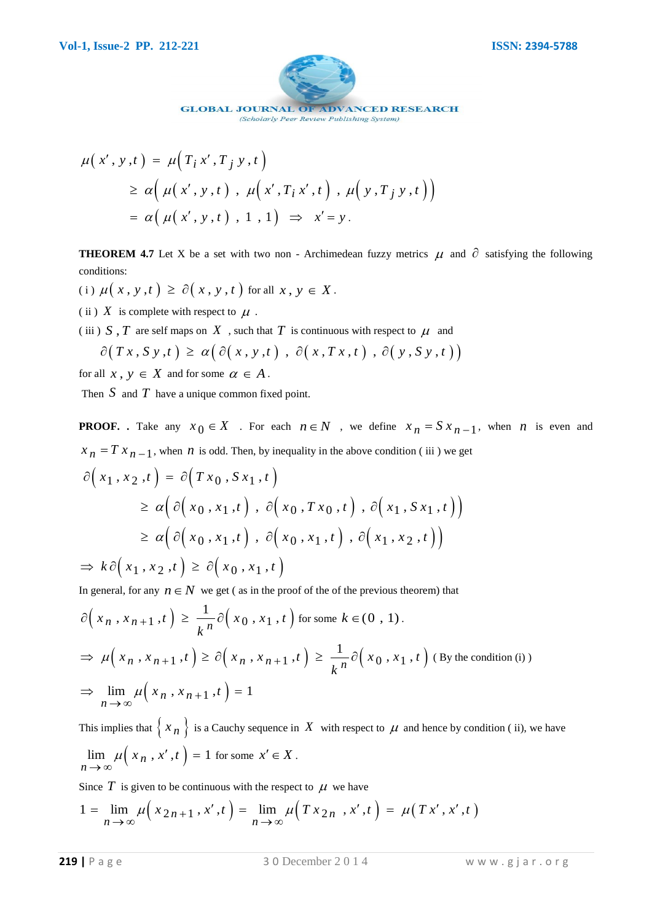$$\mu(x', y, t) = \mu\left(T_i x', T_j y, t\right)$$
$$\geq \alpha\left(\mu(x', y, t), \mu\left(x', T_i x', t\right), \mu\left(y, T_j y, t\right)\right)$$
$$= \alpha\left(\mu(x', y, t), 1, 1\right) \Rightarrow x' = y.$$

**THEOREM 4.7** Let X be a set with two non - Archimedean fuzzy metrics $\mu$ and $\partial$ satisfying the following conditions:

( i ) $\mu(x, y, t) \geq \partial(x, y, t)$ for all $x, y \in X$.

( ii ) $X$ is complete with respect to $\mu$.

( iii ) $S, T$ are self maps on $X$ , such that $T$ is continuous with respect to $\mu$ and

$$\partial(Tx, Sy, t) \geq \alpha\left(\partial(x, y, t), \partial(x, Tx, t), \partial(y, Sy, t)\right)$$

for all $x, y \in X$ and for some $\alpha \in A$.

Then $S$ and $T$ have a unique common fixed point.

**PROOF. .** Take any $x_0 \in X$ . For each $n \in N$ , we define $x_n = S x_{n-1}$, when $n$ is even and $x_n = T x_{n-1}$, when $n$ is odd. Then, by inequality in the above condition ( iii ) we get

$$\partial\left(x_1, x_2, t\right) = \partial\left(T x_0, S x_1, t\right)$$
$$\geq \alpha\left(\partial\left(x_0, x_1, t\right), \partial\left(x_0, T x_0, t\right), \partial\left(x_1, S x_1, t\right)\right)$$
$$\geq \alpha\left(\partial\left(x_0, x_1, t\right), \partial\left(x_0, x_1, t\right), \partial\left(x_1, x_2, t\right)\right)$$
$$\Rightarrow k\,\partial\left(x_1, x_2, t\right) \geq \partial\left(x_0, x_1, t\right)$$

In general, for any $n \in N$ we get ( as in the proof of the of the previous theorem) that

$$\partial\left(x_n, x_{n+1}, t\right) \geq \frac{1}{k^n}\partial\left(x_0, x_1, t\right) \text{ for some } k \in (0, 1).$$

$$\Rightarrow \mu\left(x_n, x_{n+1}, t\right) \geq \partial\left(x_n, x_{n+1}, t\right) \geq \frac{1}{k^n}\partial\left(x_0, x_1, t\right) \text{ ( By the condition (i) )}$$

$$\Rightarrow \lim_{n \to \infty} \mu\left(x_n, x_{n+1}, t\right) = 1$$

This implies that $\left\{x_n\right\}$ is a Cauchy sequence in $X$ with respect to $\mu$ and hence by condition ( ii), we have

$$\lim_{n \to \infty} \mu\left(x_n, x', t\right) = 1 \text{ for some } x' \in X.$$

Since $T$ is given to be continuous with the respect to $\mu$ we have

$$1 = \lim_{n \to \infty} \mu\left(x_{2n+1}, x', t\right) = \lim_{n \to \infty} \mu\left(T x_{2n}, x', t\right) = \mu\left(T x', x', t\right)$$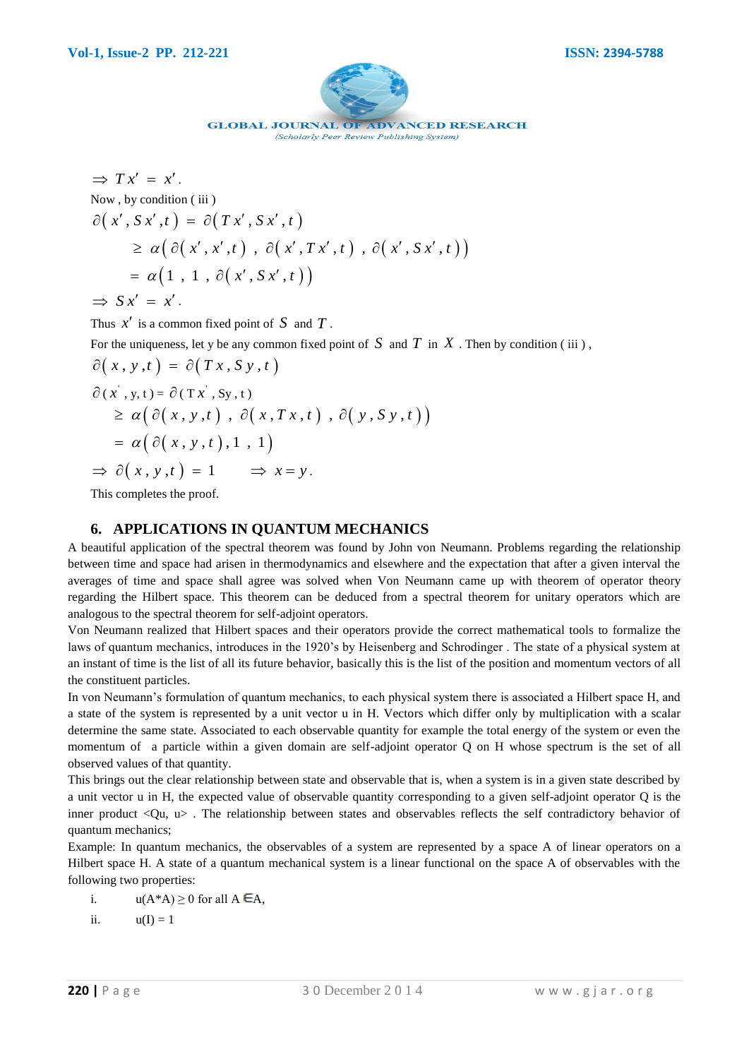$$\Rightarrow T x' = x'.$$

Now , by condition ( iii )

$$\partial( x' , S x' ,t ) = \partial( T x' , S x' , t )$$

$$\geq \alpha\big( \partial( x' , x' ,t ) , \partial( x' , T x' , t ) , \partial( x' , S x' , t )\big)$$

$$= \alpha\big(1 , 1 , \partial( x' , S x' , t )\big)$$

$$\Rightarrow S x' = x'.$$

Thus $x'$ is a common fixed point of $S$ and $T$.

For the uniqueness, let y be any common fixed point of $S$ and $T$ in $X$. Then by condition ( iii ) ,

$$\partial( x , y ,t ) = \partial( T x , S y , t )$$

$$\partial( x' , y, t ) = \partial( T x' , Sy , t )$$

$$\geq \alpha\big( \partial( x , y ,t ) , \partial( x , T x , t ) , \partial( y , S y , t )\big)$$

$$= \alpha\big( \partial( x , y , t ), 1 , 1\big)$$

$$\Rightarrow \partial( x , y ,t ) = 1 \qquad \Rightarrow x = y.$$

This completes the proof.

## 6. APPLICATIONS IN QUANTUM MECHANICS

A beautiful application of the spectral theorem was found by John von Neumann. Problems regarding the relationship between time and space had arisen in thermodynamics and elsewhere and the expectation that after a given interval the averages of time and space shall agree was solved when Von Neumann came up with theorem of operator theory regarding the Hilbert space. This theorem can be deduced from a spectral theorem for unitary operators which are analogous to the spectral theorem for self-adjoint operators.

Von Neumann realized that Hilbert spaces and their operators provide the correct mathematical tools to formalize the laws of quantum mechanics, introduces in the 1920's by Heisenberg and Schrodinger . The state of a physical system at an instant of time is the list of all its future behavior, basically this is the list of the position and momentum vectors of all the constituent particles.

In von Neumann's formulation of quantum mechanics, to each physical system there is associated a Hilbert space H, and a state of the system is represented by a unit vector u in H. Vectors which differ only by multiplication with a scalar determine the same state. Associated to each observable quantity for example the total energy of the system or even the momentum of a particle within a given domain are self-adjoint operator Q on H whose spectrum is the set of all observed values of that quantity.

This brings out the clear relationship between state and observable that is, when a system is in a given state described by a unit vector u in H, the expected value of observable quantity corresponding to a given self-adjoint operator Q is the inner product <Qu, u> . The relationship between states and observables reflects the self contradictory behavior of quantum mechanics;

Example: In quantum mechanics, the observables of a system are represented by a space A of linear operators on a Hilbert space H. A state of a quantum mechanical system is a linear functional on the space A of observables with the following two properties:

i. $u(A^*A) \geq 0$ for all $A \in A$,

ii. $u(I) = 1$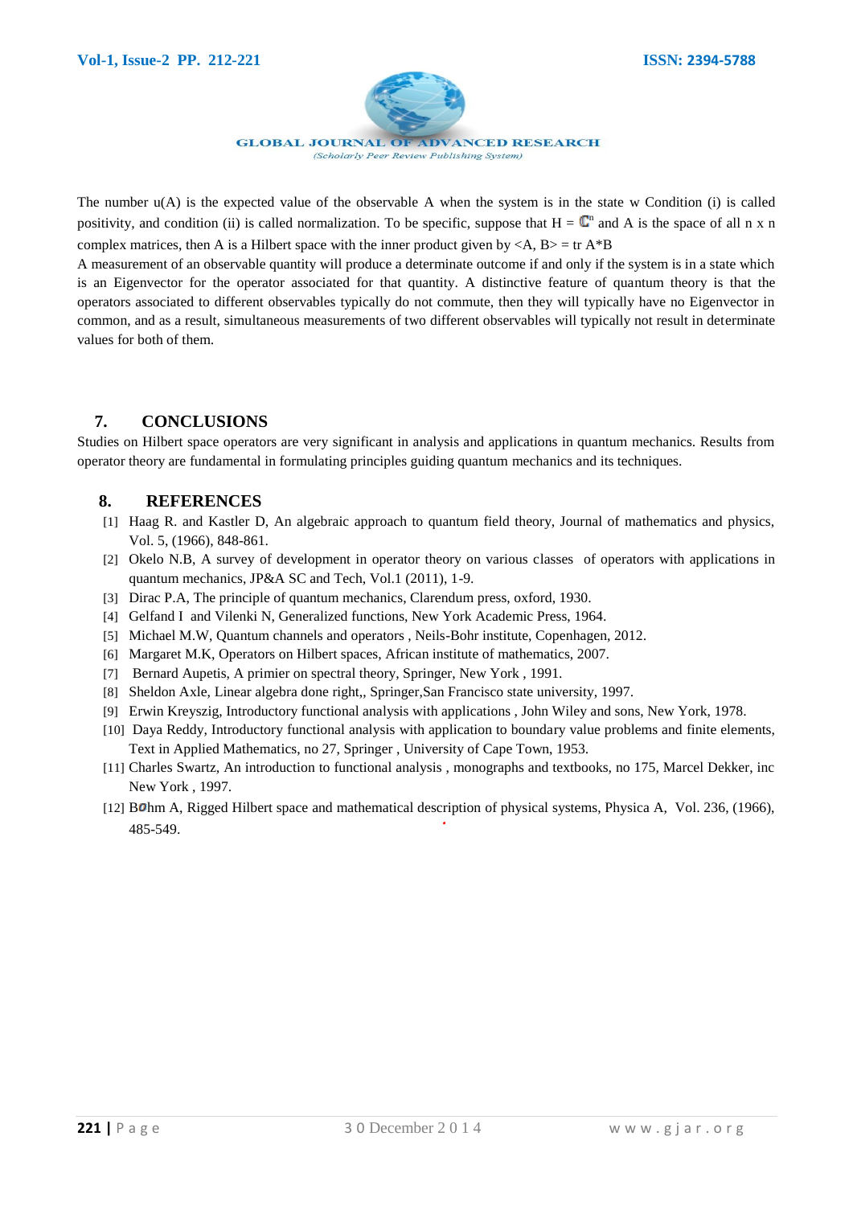The number u(A) is the expected value of the observable A when the system is in the state w Condition (i) is called positivity, and condition (ii) is called normalization. To be specific, suppose that H = $\mathbb{C}^n$ and A is the space of all n x n complex matrices, then A is a Hilbert space with the inner product given by <A, B> = tr A*B

A measurement of an observable quantity will produce a determinate outcome if and only if the system is in a state which is an Eigenvector for the operator associated for that quantity. A distinctive feature of quantum theory is that the operators associated to different observables typically do not commute, then they will typically have no Eigenvector in common, and as a result, simultaneous measurements of two different observables will typically not result in determinate values for both of them.

## 7. CONCLUSIONS

Studies on Hilbert space operators are very significant in analysis and applications in quantum mechanics. Results from operator theory are fundamental in formulating principles guiding quantum mechanics and its techniques.

## 8. REFERENCES

[1] Haag R. and Kastler D, An algebraic approach to quantum field theory, Journal of mathematics and physics, Vol. 5, (1966), 848-861.

[2] Okelo N.B, A survey of development in operator theory on various classes of operators with applications in quantum mechanics, JP&A SC and Tech, Vol.1 (2011), 1-9.

[3] Dirac P.A, The principle of quantum mechanics, Clarendum press, oxford, 1930.

[4] Gelfand I and Vilenki N, Generalized functions, New York Academic Press, 1964.

[5] Michael M.W, Quantum channels and operators , Neils-Bohr institute, Copenhagen, 2012.

[6] Margaret M.K, Operators on Hilbert spaces, African institute of mathematics, 2007.

[7] Bernard Aupetis, A primier on spectral theory, Springer, New York , 1991.

[8] Sheldon Axle, Linear algebra done right,, Springer,San Francisco state university, 1997.

[9] Erwin Kreyszig, Introductory functional analysis with applications , John Wiley and sons, New York, 1978.

[10] Daya Reddy, Introductory functional analysis with application to boundary value problems and finite elements, Text in Applied Mathematics, no 27, Springer , University of Cape Town, 1953.

[11] Charles Swartz, An introduction to functional analysis , monographs and textbooks, no 175, Marcel Dekker, inc New York , 1997.

[12] Böhm A, Rigged Hilbert space and mathematical description of physical systems, Physica A, Vol. 236, (1966), 485-549.